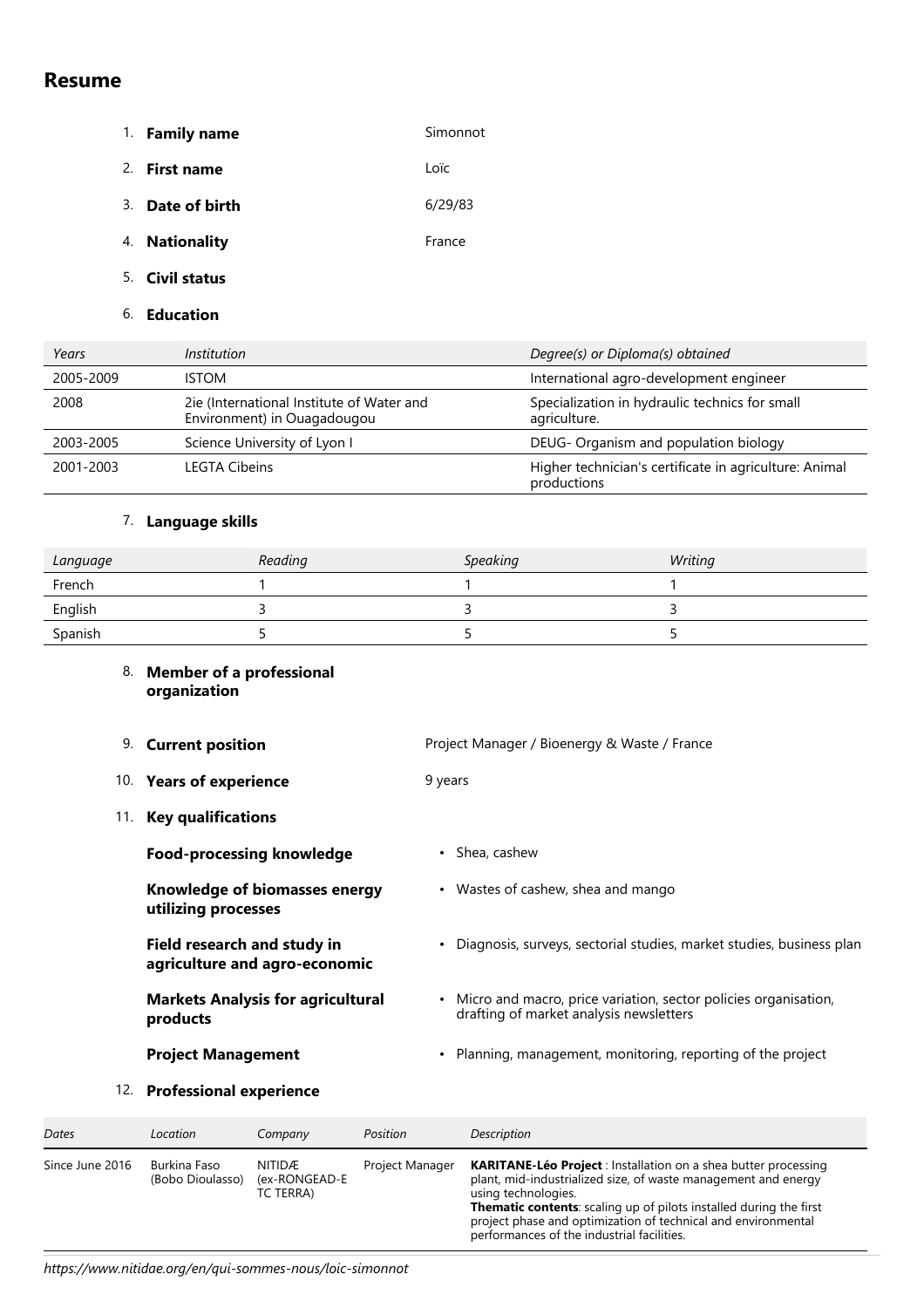# Resume

1. **Family name** Simonnot
2. **First name** Loïc
3. **Date of birth** 6/29/83
4. **Nationality** France
5. **Civil status**
6. **Education**

| *Years* | *Institution* | *Degree(s) or Diploma(s) obtained* |
|---|---|---|
| 2005-2009 | ISTOM | International agro-development engineer |
| 2008 | 2ie (International Institute of Water and Environment) in Ouagadougou | Specialization in hydraulic technics for small agriculture. |
| 2003-2005 | Science University of Lyon I | DEUG- Organism and population biology |
| 2001-2003 | LEGTA Cibeins | Higher technician's certificate in agriculture: Animal productions |

7. **Language skills**

| *Language* | *Reading* | *Speaking* | *Writing* |
|---|---|---|---|
| French | 1 | 1 | 1 |
| English | 3 | 3 | 3 |
| Spanish | 5 | 5 | 5 |

8. **Member of a professional organization**
9. **Current position** Project Manager / Bioenergy & Waste / France
10. **Years of experience** 9 years
11. **Key qualifications**

**Food-processing knowledge**
- Shea, cashew

**Knowledge of biomasses energy utilizing processes**
- Wastes of cashew, shea and mango

**Field research and study in agriculture and agro-economic**
- Diagnosis, surveys, sectorial studies, market studies, business plan

**Markets Analysis for agricultural products**
- Micro and macro, price variation, sector policies organisation, drafting of market analysis newsletters

**Project Management**
- Planning, management, monitoring, reporting of the project

12. **Professional experience**

| *Dates* | *Location* | *Company* | *Position* | *Description* |
|---|---|---|---|---|
| Since June 2016 | Burkina Faso (Bobo Dioulasso) | NITIDÆ (ex-RONGEAD-E TC TERRA) | Project Manager | **KARITANE-Léo Project** : Installation on a shea butter processing plant, mid-industrialized size, of waste management and energy using technologies. **Thematic contents**: scaling up of pilots installed during the first project phase and optimization of technical and environmental performances of the industrial facilities. |

*https://www.nitidae.org/en/qui-sommes-nous/loic-simonnot*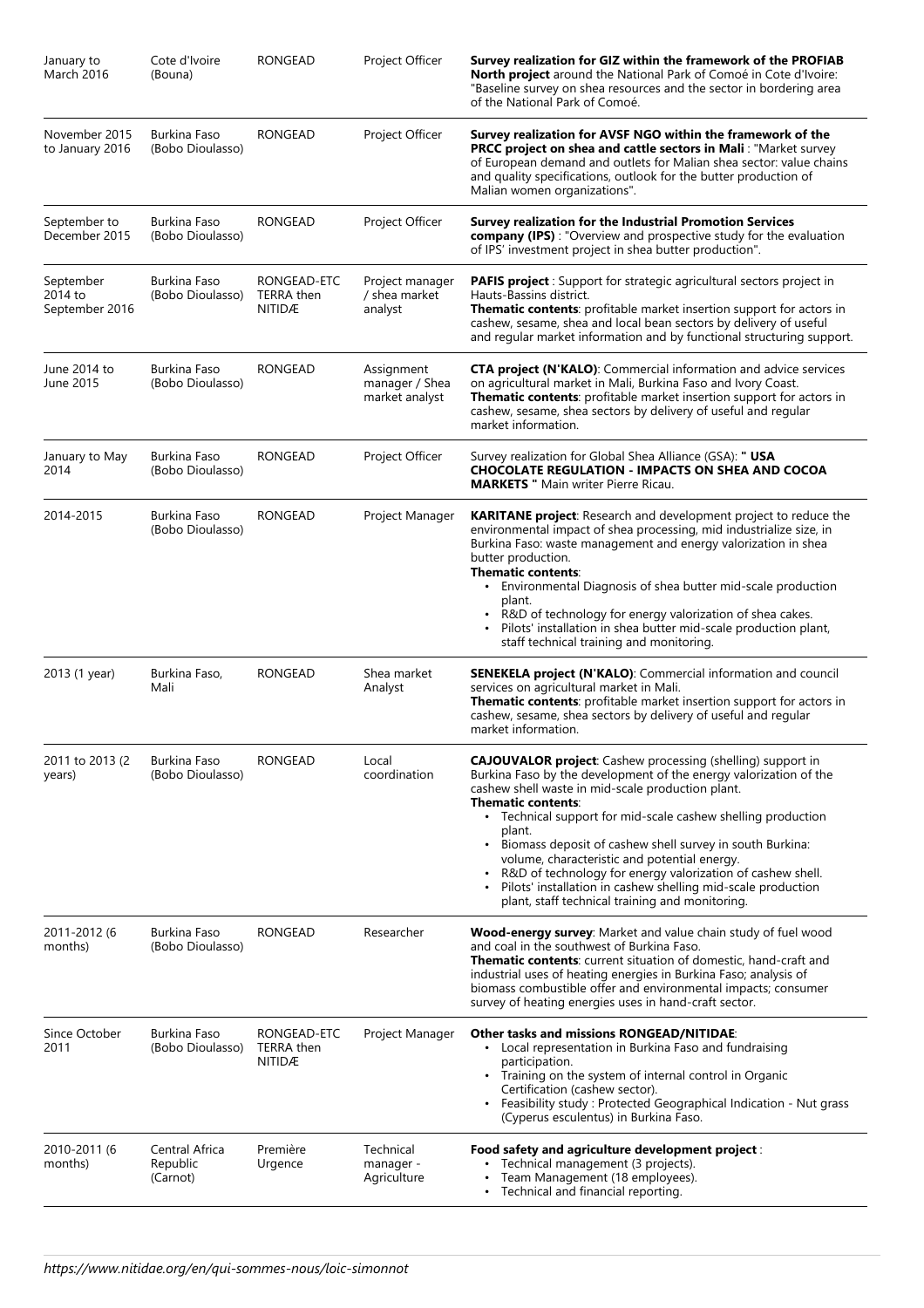| | | | | |
|---|---|---|---|---|
| January to March 2016 | Cote d'Ivoire (Bouna) | RONGEAD | Project Officer | **Survey realization for GIZ within the framework of the PROFIAB North project** around the National Park of Comoé in Cote d'Ivoire: "Baseline survey on shea resources and the sector in bordering area of the National Park of Comoé. |
| November 2015 to January 2016 | Burkina Faso (Bobo Dioulasso) | RONGEAD | Project Officer | **Survey realization for AVSF NGO within the framework of the PRCC project on shea and cattle sectors in Mali** : "Market survey of European demand and outlets for Malian shea sector: value chains and quality specifications, outlook for the butter production of Malian women organizations". |
| September to December 2015 | Burkina Faso (Bobo Dioulasso) | RONGEAD | Project Officer | **Survey realization for the Industrial Promotion Services company (IPS)** : "Overview and prospective study for the evaluation of IPS' investment project in shea butter production". |
| September 2014 to September 2016 | Burkina Faso (Bobo Dioulasso) | RONGEAD-ETC TERRA then NITIDÆ | Project manager / shea market analyst | **PAFIS project** : Support for strategic agricultural sectors project in Hauts-Bassins district.<br>**Thematic contents**: profitable market insertion support for actors in cashew, sesame, shea and local bean sectors by delivery of useful and regular market information and by functional structuring support. |
| June 2014 to June 2015 | Burkina Faso (Bobo Dioulasso) | RONGEAD | Assignment manager / Shea market analyst | **CTA project (N'KALO)**: Commercial information and advice services on agricultural market in Mali, Burkina Faso and Ivory Coast.<br>**Thematic contents**: profitable market insertion support for actors in cashew, sesame, shea sectors by delivery of useful and regular market information. |
| January to May 2014 | Burkina Faso (Bobo Dioulasso) | RONGEAD | Project Officer | Survey realization for Global Shea Alliance (GSA): **" USA CHOCOLATE REGULATION - IMPACTS ON SHEA AND COCOA MARKETS "** Main writer Pierre Ricau. |
| 2014-2015 | Burkina Faso (Bobo Dioulasso) | RONGEAD | Project Manager | **KARITANE project**: Research and development project to reduce the environmental impact of shea processing, mid industrialize size, in Burkina Faso: waste management and energy valorization in shea butter production.<br>**Thematic contents**:<br>• Environmental Diagnosis of shea butter mid-scale production plant.<br>• R&D of technology for energy valorization of shea cakes.<br>• Pilots' installation in shea butter mid-scale production plant, staff technical training and monitoring. |
| 2013 (1 year) | Burkina Faso, Mali | RONGEAD | Shea market Analyst | **SENEKELA project (N'KALO)**: Commercial information and council services on agricultural market in Mali.<br>**Thematic contents**: profitable market insertion support for actors in cashew, sesame, shea sectors by delivery of useful and regular market information. |
| 2011 to 2013 (2 years) | Burkina Faso (Bobo Dioulasso) | RONGEAD | Local coordination | **CAJOUVALOR project**: Cashew processing (shelling) support in Burkina Faso by the development of the energy valorization of the cashew shell waste in mid-scale production plant.<br>**Thematic contents**:<br>• Technical support for mid-scale cashew shelling production plant.<br>• Biomass deposit of cashew shell survey in south Burkina: volume, characteristic and potential energy.<br>• R&D of technology for energy valorization of cashew shell.<br>• Pilots' installation in cashew shelling mid-scale production plant, staff technical training and monitoring. |
| 2011-2012 (6 months) | Burkina Faso (Bobo Dioulasso) | RONGEAD | Researcher | **Wood-energy survey**: Market and value chain study of fuel wood and coal in the southwest of Burkina Faso.<br>**Thematic contents**: current situation of domestic, hand-craft and industrial uses of heating energies in Burkina Faso; analysis of biomass combustible offer and environmental impacts; consumer survey of heating energies uses in hand-craft sector. |
| Since October 2011 | Burkina Faso (Bobo Dioulasso) | RONGEAD-ETC TERRA then NITIDÆ | Project Manager | **Other tasks and missions RONGEAD/NITIDAE**:<br>• Local representation in Burkina Faso and fundraising participation.<br>• Training on the system of internal control in Organic Certification (cashew sector).<br>• Feasibility study : Protected Geographical Indication - Nut grass (Cyperus esculentus) in Burkina Faso. |
| 2010-2011 (6 months) | Central Africa Republic (Carnot) | Première Urgence | Technical manager - Agriculture | **Food safety and agriculture development project** :<br>• Technical management (3 projects).<br>• Team Management (18 employees).<br>• Technical and financial reporting. |

*https://www.nitidae.org/en/qui-sommes-nous/loic-simonnot*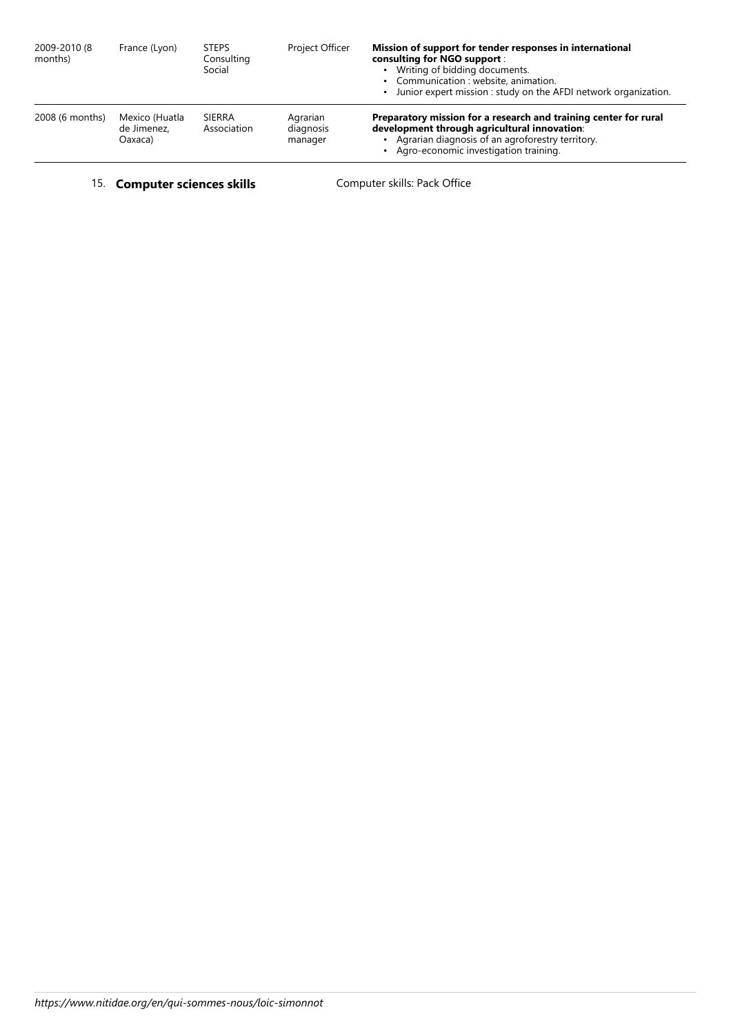| | | | | |
|---|---|---|---|---|
| 2009-2010 (8 months) | France (Lyon) | STEPS Consulting Social | Project Officer | **Mission of support for tender responses in international consulting for NGO support** :<br>• Writing of bidding documents.<br>• Communication : website, animation.<br>• Junior expert mission : study on the AFDI network organization. |
| 2008 (6 months) | Mexico (Huatla de Jimenez, Oaxaca) | SIERRA Association | Agrarian diagnosis manager | **Preparatory mission for a research and training center for rural development through agricultural innovation**:<br>• Agrarian diagnosis of an agroforestry territory.<br>• Agro-economic investigation training. |

15. **Computer sciences skills** Computer skills: Pack Office

*https://www.nitidae.org/en/qui-sommes-nous/loic-simonnot*